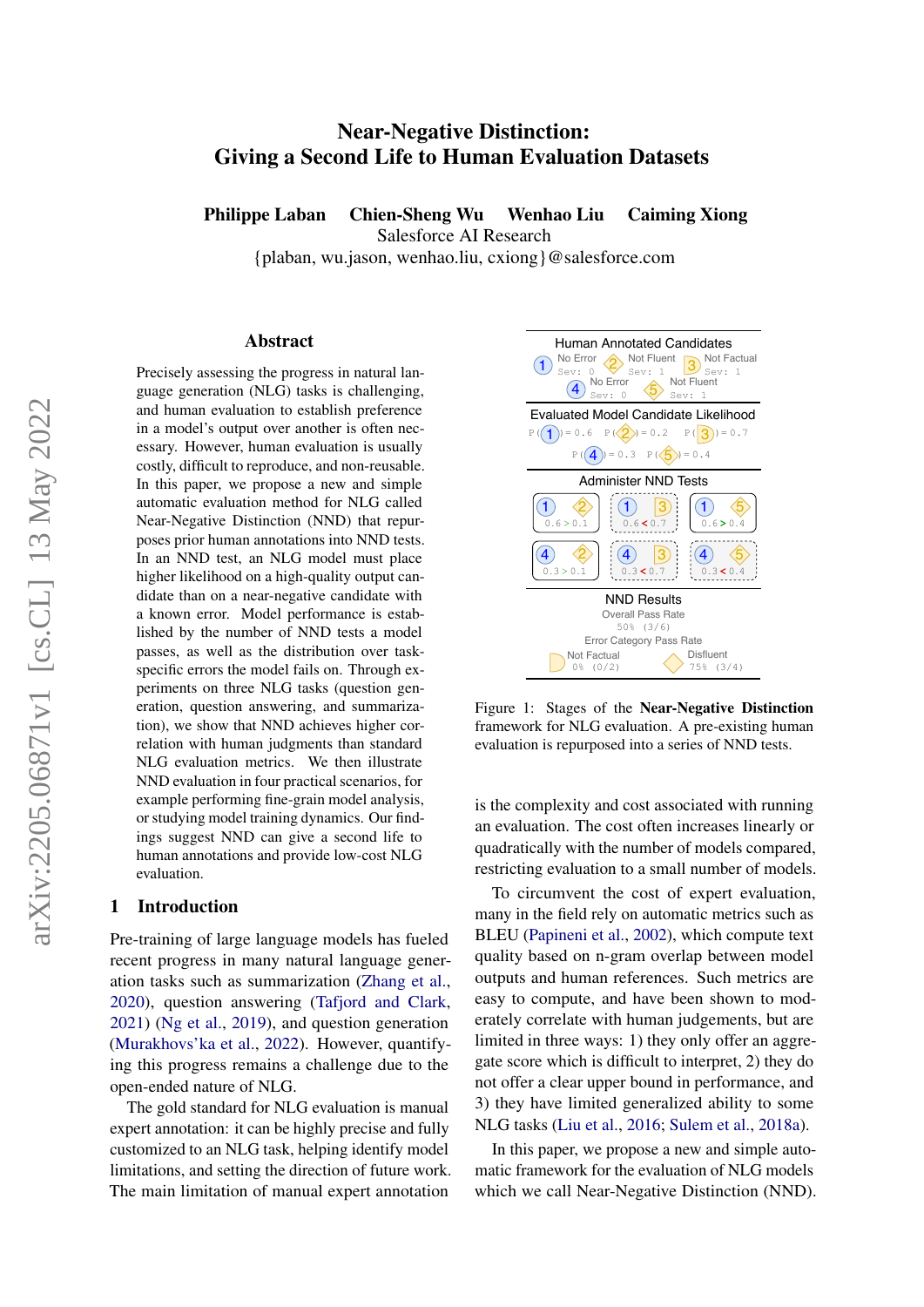# Near-Negative Distinction: Giving a Second Life to Human Evaluation Datasets

**Philippe Laban  Chien-Sheng Wu  Wenhao Liu  Caiming Xiong**

Salesforce AI Research

{plaban, wu.jason, wenhao.liu, cxiong}@salesforce.com

## Abstract

Precisely assessing the progress in natural language generation (NLG) tasks is challenging, and human evaluation to establish preference in a model's output over another is often necessary. However, human evaluation is usually costly, difficult to reproduce, and non-reusable. In this paper, we propose a new and simple automatic evaluation method for NLG called Near-Negative Distinction (NND) that repurposes prior human annotations into NND tests. In an NND test, an NLG model must place higher likelihood on a high-quality output candidate than on a near-negative candidate with a known error. Model performance is established by the number of NND tests a model passes, as well as the distribution over task-specific errors the model fails on. Through experiments on three NLG tasks (question generation, question answering, and summarization), we show that NND achieves higher correlation with human judgments than standard NLG evaluation metrics. We then illustrate NND evaluation in four practical scenarios, for example performing fine-grain model analysis, or studying model training dynamics. Our findings suggest NND can give a second life to human annotations and provide low-cost NLG evaluation.

## 1 Introduction

Pre-training of large language models has fueled recent progress in many natural language generation tasks such as summarization (Zhang et al., 2020), question answering (Tafjord and Clark, 2021) (Ng et al., 2019), and question generation (Murakhovs'ka et al., 2022). However, quantifying this progress remains a challenge due to the open-ended nature of NLG.

The gold standard for NLG evaluation is manual expert annotation: it can be highly precise and fully customized to an NLG task, helping identify model limitations, and setting the direction of future work. The main limitation of manual expert annotation is the complexity and cost associated with running an evaluation. The cost often increases linearly or quadratically with the number of models compared, restricting evaluation to a small number of models.

Human Annotated Candidates

| Candidate | Label | Severity |
|---|---|---|
| 1 | No Error | Sev: 0 |
| 2 | Not Fluent | Sev: 1 |
| 3 | Not Factual | Sev: 1 |
| 4 | No Error | Sev: 0 |
| 5 | Not Fluent | Sev: 1 |

Evaluated Model Candidate Likelihood

P(1) = 0.6  P(2) = 0.2  P(3) = 0.7  P(4) = 0.3  P(5) = 0.4

Administer NND Tests

| Test | Result |
|---|---|
| 1 vs 2 | 0.6 > 0.1 |
| 1 vs 3 | 0.6 < 0.7 |
| 1 vs 5 | 0.6 > 0.4 |
| 4 vs 2 | 0.3 > 0.1 |
| 4 vs 3 | 0.3 < 0.7 |
| 4 vs 5 | 0.3 < 0.4 |

NND Results

Overall Pass Rate: 50% (3/6)

Error Category Pass Rate: Not Factual 0% (0/2); Disfluent 75% (3/4)

Figure 1: Stages of the **Near-Negative Distinction** framework for NLG evaluation. A pre-existing human evaluation is repurposed into a series of NND tests.

To circumvent the cost of expert evaluation, many in the field rely on automatic metrics such as BLEU (Papineni et al., 2002), which compute text quality based on n-gram overlap between model outputs and human references. Such metrics are easy to compute, and have been shown to moderately correlate with human judgements, but are limited in three ways: 1) they only offer an aggregate score which is difficult to interpret, 2) they do not offer a clear upper bound in performance, and 3) they have limited generalized ability to some NLG tasks (Liu et al., 2016; Sulem et al., 2018a).

In this paper, we propose a new and simple automatic framework for the evaluation of NLG models which we call Near-Negative Distinction (NND).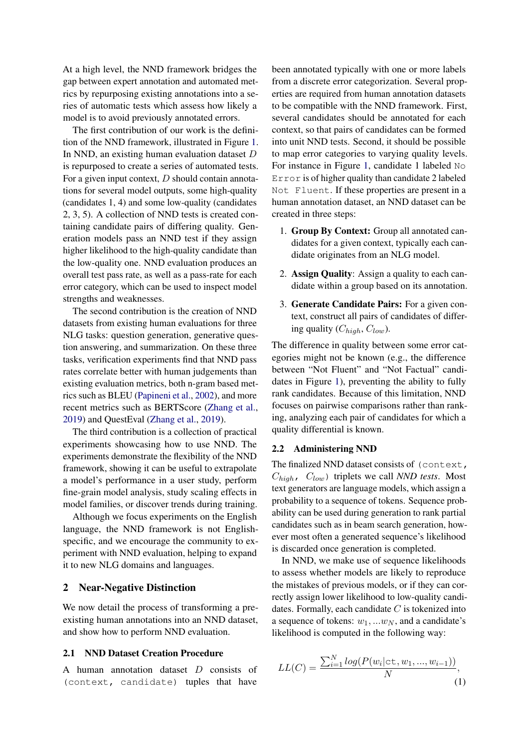At a high level, the NND framework bridges the gap between expert annotation and automated metrics by repurposing existing annotations into a series of automatic tests which assess how likely a model is to avoid previously annotated errors.

The first contribution of our work is the definition of the NND framework, illustrated in Figure 1. In NND, an existing human evaluation dataset $D$ is repurposed to create a series of automated tests. For a given input context, $D$ should contain annotations for several model outputs, some high-quality (candidates 1, 4) and some low-quality (candidates 2, 3, 5). A collection of NND tests is created containing candidate pairs of differing quality. Generation models pass an NND test if they assign higher likelihood to the high-quality candidate than the low-quality one. NND evaluation produces an overall test pass rate, as well as a pass-rate for each error category, which can be used to inspect model strengths and weaknesses.

The second contribution is the creation of NND datasets from existing human evaluations for three NLG tasks: question generation, generative question answering, and summarization. On these three tasks, verification experiments find that NND pass rates correlate better with human judgements than existing evaluation metrics, both n-gram based metrics such as BLEU (Papineni et al., 2002), and more recent metrics such as BERTScore (Zhang et al., 2019) and QuestEval (Zhang et al., 2019).

The third contribution is a collection of practical experiments showcasing how to use NND. The experiments demonstrate the flexibility of the NND framework, showing it can be useful to extrapolate a model's performance in a user study, perform fine-grain model analysis, study scaling effects in model families, or discover trends during training.

Although we focus experiments on the English language, the NND framework is not English-specific, and we encourage the community to experiment with NND evaluation, helping to expand it to new NLG domains and languages.

## 2 Near-Negative Distinction

We now detail the process of transforming a pre-existing human annotations into an NND dataset, and show how to perform NND evaluation.

### 2.1 NND Dataset Creation Procedure

A human annotation dataset $D$ consists of `(context, candidate)` tuples that have been annotated typically with one or more labels from a discrete error categorization. Several properties are required from human annotation datasets to be compatible with the NND framework. First, several candidates should be annotated for each context, so that pairs of candidates can be formed into unit NND tests. Second, it should be possible to map error categories to varying quality levels. For instance in Figure 1, candidate 1 labeled `No Error` is of higher quality than candidate 2 labeled `Not Fluent`. If these properties are present in a human annotation dataset, an NND dataset can be created in three steps:

1. **Group By Context:** Group all annotated candidates for a given context, typically each candidate originates from an NLG model.
2. **Assign Quality**: Assign a quality to each candidate within a group based on its annotation.
3. **Generate Candidate Pairs:** For a given context, construct all pairs of candidates of differing quality ($C_{high}$, $C_{low}$).

The difference in quality between some error categories might not be known (e.g., the difference between "Not Fluent" and "Not Factual" candidates in Figure 1), preventing the ability to fully rank candidates. Because of this limitation, NND focuses on pairwise comparisons rather than ranking, analyzing each pair of candidates for which a quality differential is known.

### 2.2 Administering NND

The finalized NND dataset consists of `(context,` $C_{high}$, $C_{low}$`)` triplets we call *NND tests*. Most text generators are language models, which assign a probability to a sequence of tokens. Sequence probability can be used during generation to rank partial candidates such as in beam search generation, however most often a generated sequence's likelihood is discarded once generation is completed.

In NND, we make use of sequence likelihoods to assess whether models are likely to reproduce the mistakes of previous models, or if they can correctly assign lower likelihood to low-quality candidates. Formally, each candidate $C$ is tokenized into a sequence of tokens: $w_1, ...w_N$, and a candidate's likelihood is computed in the following way:

$$LL(C) = \frac{\sum_{i=1}^{N} log(P(w_i|\texttt{ct}, w_1, ..., w_{i-1}))}{N}, \tag{1}$$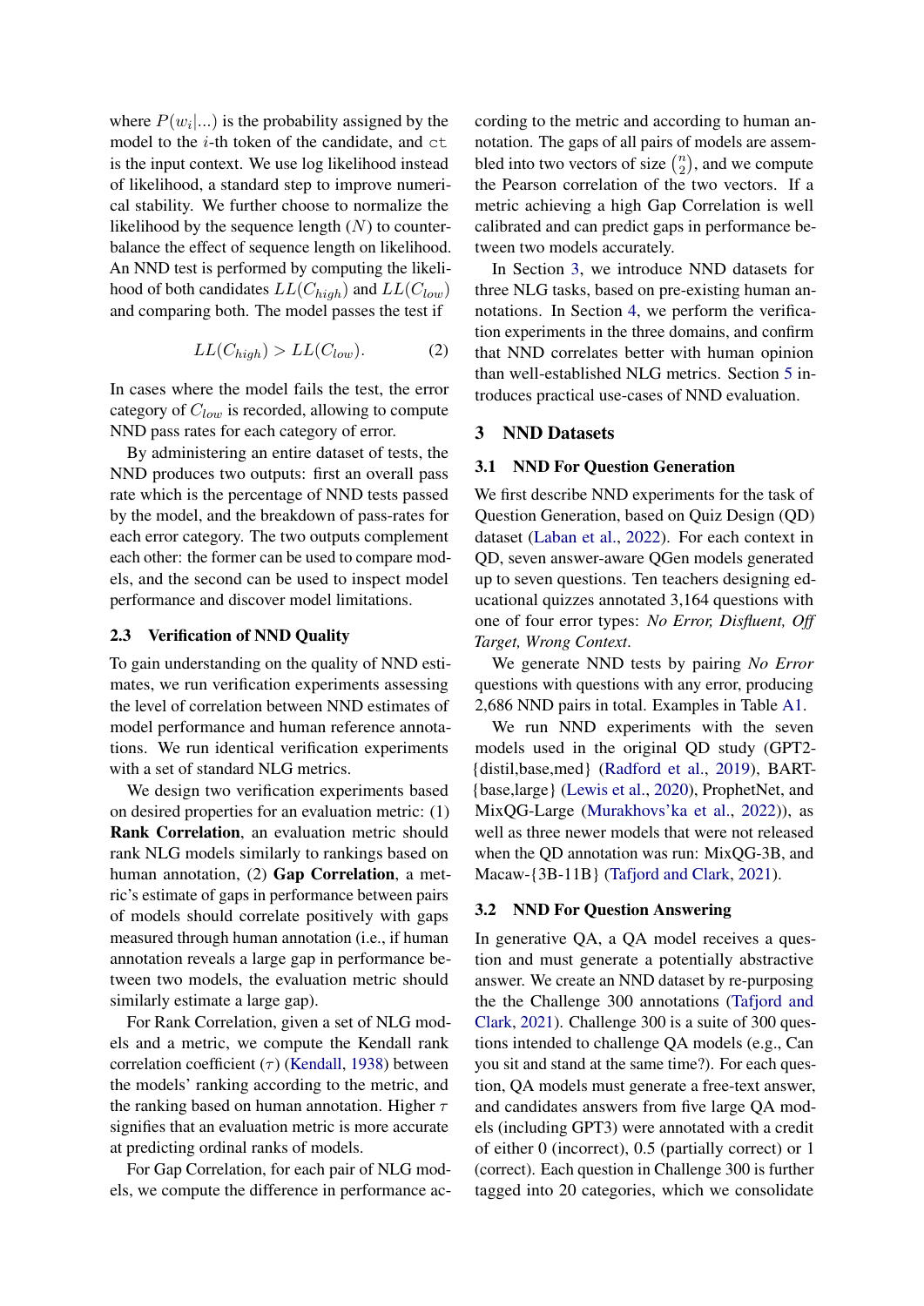where $P(w_i|...)$ is the probability assigned by the model to the $i$-th token of the candidate, and $\texttt{ct}$ is the input context. We use log likelihood instead of likelihood, a standard step to improve numerical stability. We further choose to normalize the likelihood by the sequence length ($N$) to counterbalance the effect of sequence length on likelihood. An NND test is performed by computing the likelihood of both candidates $LL(C_{high})$ and $LL(C_{low})$ and comparing both. The model passes the test if

$$LL(C_{high}) > LL(C_{low}). \tag{2}$$

In cases where the model fails the test, the error category of $C_{low}$ is recorded, allowing to compute NND pass rates for each category of error.

By administering an entire dataset of tests, the NND produces two outputs: first an overall pass rate which is the percentage of NND tests passed by the model, and the breakdown of pass-rates for each error category. The two outputs complement each other: the former can be used to compare models, and the second can be used to inspect model performance and discover model limitations.

### 2.3 Verification of NND Quality

To gain understanding on the quality of NND estimates, we run verification experiments assessing the level of correlation between NND estimates of model performance and human reference annotations. We run identical verification experiments with a set of standard NLG metrics.

We design two verification experiments based on desired properties for an evaluation metric: (1) **Rank Correlation**, an evaluation metric should rank NLG models similarly to rankings based on human annotation, (2) **Gap Correlation**, a metric's estimate of gaps in performance between pairs of models should correlate positively with gaps measured through human annotation (i.e., if human annotation reveals a large gap in performance between two models, the evaluation metric should similarly estimate a large gap).

For Rank Correlation, given a set of NLG models and a metric, we compute the Kendall rank correlation coefficient ($\tau$) (Kendall, 1938) between the models' ranking according to the metric, and the ranking based on human annotation. Higher $\tau$ signifies that an evaluation metric is more accurate at predicting ordinal ranks of models.

For Gap Correlation, for each pair of NLG models, we compute the difference in performance according to the metric and according to human annotation. The gaps of all pairs of models are assembled into two vectors of size $\binom{n}{2}$, and we compute the Pearson correlation of the two vectors. If a metric achieving a high Gap Correlation is well calibrated and can predict gaps in performance between two models accurately.

In Section 3, we introduce NND datasets for three NLG tasks, based on pre-existing human annotations. In Section 4, we perform the verification experiments in the three domains, and confirm that NND correlates better with human opinion than well-established NLG metrics. Section 5 introduces practical use-cases of NND evaluation.

## 3 NND Datasets

### 3.1 NND For Question Generation

We first describe NND experiments for the task of Question Generation, based on Quiz Design (QD) dataset (Laban et al., 2022). For each context in QD, seven answer-aware QGen models generated up to seven questions. Ten teachers designing educational quizzes annotated 3,164 questions with one of four error types: *No Error, Disfluent, Off Target, Wrong Context*.

We generate NND tests by pairing *No Error* questions with questions with any error, producing 2,686 NND pairs in total. Examples in Table A1.

We run NND experiments with the seven models used in the original QD study (GPT2-{distil,base,med} (Radford et al., 2019), BART-{base,large} (Lewis et al., 2020), ProphetNet, and MixQG-Large (Murakhovs'ka et al., 2022)), as well as three newer models that were not released when the QD annotation was run: MixQG-3B, and Macaw-{3B-11B} (Tafjord and Clark, 2021).

### 3.2 NND For Question Answering

In generative QA, a QA model receives a question and must generate a potentially abstractive answer. We create an NND dataset by re-purposing the the Challenge 300 annotations (Tafjord and Clark, 2021). Challenge 300 is a suite of 300 questions intended to challenge QA models (e.g., Can you sit and stand at the same time?). For each question, QA models must generate a free-text answer, and candidates answers from five large QA models (including GPT3) were annotated with a credit of either 0 (incorrect), 0.5 (partially correct) or 1 (correct). Each question in Challenge 300 is further tagged into 20 categories, which we consolidate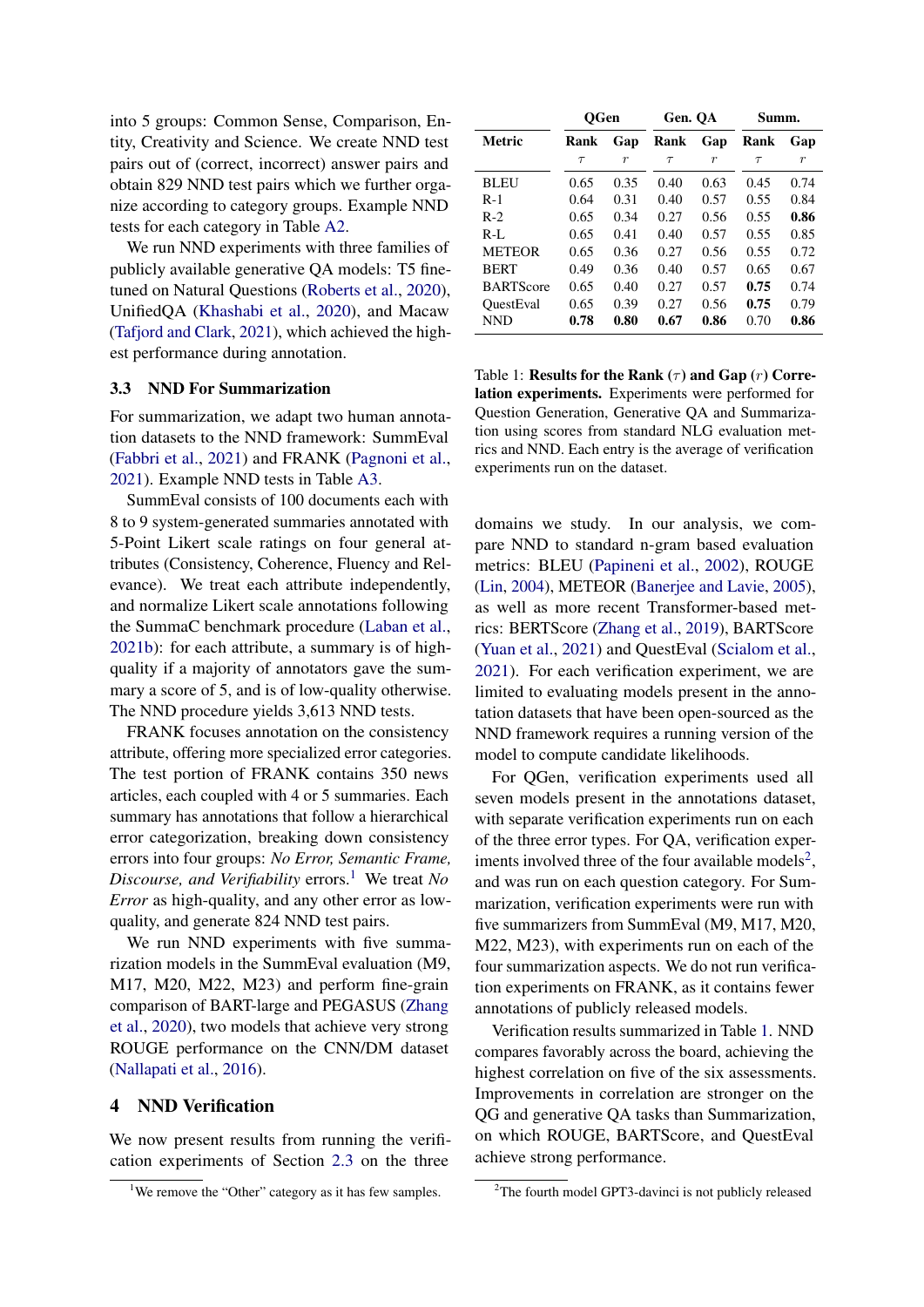into 5 groups: Common Sense, Comparison, Entity, Creativity and Science. We create NND test pairs out of (correct, incorrect) answer pairs and obtain 829 NND test pairs which we further organize according to category groups. Example NND tests for each category in Table A2.

We run NND experiments with three families of publicly available generative QA models: T5 fine-tuned on Natural Questions (Roberts et al., 2020), UnifiedQA (Khashabi et al., 2020), and Macaw (Tafjord and Clark, 2021), which achieved the highest performance during annotation.

### 3.3 NND For Summarization

For summarization, we adapt two human annotation datasets to the NND framework: SummEval (Fabbri et al., 2021) and FRANK (Pagnoni et al., 2021). Example NND tests in Table A3.

SummEval consists of 100 documents each with 8 to 9 system-generated summaries annotated with 5-Point Likert scale ratings on four general attributes (Consistency, Coherence, Fluency and Relevance). We treat each attribute independently, and normalize Likert scale annotations following the SummaC benchmark procedure (Laban et al., 2021b): for each attribute, a summary is of high-quality if a majority of annotators gave the summary a score of 5, and is of low-quality otherwise. The NND procedure yields 3,613 NND tests.

FRANK focuses annotation on the consistency attribute, offering more specialized error categories. The test portion of FRANK contains 350 news articles, each coupled with 4 or 5 summaries. Each summary has annotations that follow a hierarchical error categorization, breaking down consistency errors into four groups: *No Error, Semantic Frame, Discourse, and Verifiability* errors.[1] We treat *No Error* as high-quality, and any other error as low-quality, and generate 824 NND test pairs.

We run NND experiments with five summarization models in the SummEval evaluation (M9, M17, M20, M22, M23) and perform fine-grain comparison of BART-large and PEGASUS (Zhang et al., 2020), two models that achieve very strong ROUGE performance on the CNN/DM dataset (Nallapati et al., 2016).

## 4 NND Verification

We now present results from running the verification experiments of Section 2.3 on the three domains we study. In our analysis, we compare NND to standard n-gram based evaluation metrics: BLEU (Papineni et al., 2002), ROUGE (Lin, 2004), METEOR (Banerjee and Lavie, 2005), as well as more recent Transformer-based metrics: BERTScore (Zhang et al., 2019), BARTScore (Yuan et al., 2021) and QuestEval (Scialom et al., 2021). For each verification experiment, we are limited to evaluating models present in the annotation datasets that have been open-sourced as the NND framework requires a running version of the model to compute candidate likelihoods.

| | QGen | | Gen. QA | | Summ. | |
|---|---|---|---|---|---|---|
| **Metric** | **Rank** $\tau$ | **Gap** $r$ | **Rank** $\tau$ | **Gap** $r$ | **Rank** $\tau$ | **Gap** $r$ |
| BLEU | 0.65 | 0.35 | 0.40 | 0.63 | 0.45 | 0.74 |
| R-1 | 0.64 | 0.31 | 0.40 | 0.57 | 0.55 | 0.84 |
| R-2 | 0.65 | 0.34 | 0.27 | 0.56 | 0.55 | **0.86** |
| R-L | 0.65 | 0.41 | 0.40 | 0.57 | 0.55 | 0.85 |
| METEOR | 0.65 | 0.36 | 0.27 | 0.56 | 0.55 | 0.72 |
| BERT | 0.49 | 0.36 | 0.40 | 0.57 | 0.65 | 0.67 |
| BARTScore | 0.65 | 0.40 | 0.27 | 0.57 | **0.75** | 0.74 |
| QuestEval | 0.65 | 0.39 | 0.27 | 0.56 | **0.75** | 0.79 |
| NND | **0.78** | **0.80** | **0.67** | **0.86** | 0.70 | **0.86** |

Table 1: **Results for the Rank ($\tau$) and Gap ($r$) Correlation experiments.** Experiments were performed for Question Generation, Generative QA and Summarization using scores from standard NLG evaluation metrics and NND. Each entry is the average of verification experiments run on the dataset.

For QGen, verification experiments used all seven models present in the annotations dataset, with separate verification experiments run on each of the three error types. For QA, verification experiments involved three of the four available models[2], and was run on each question category. For Summarization, verification experiments were run with five summarizers from SummEval (M9, M17, M20, M22, M23), with experiments run on each of the four summarization aspects. We do not run verification experiments on FRANK, as it contains fewer annotations of publicly released models.

Verification results summarized in Table 1. NND compares favorably across the board, achieving the highest correlation on five of the six assessments. Improvements in correlation are stronger on the QG and generative QA tasks than Summarization, on which ROUGE, BARTScore, and QuestEval achieve strong performance.

[1] We remove the "Other" category as it has few samples.

[2] The fourth model GPT3-davinci is not publicly released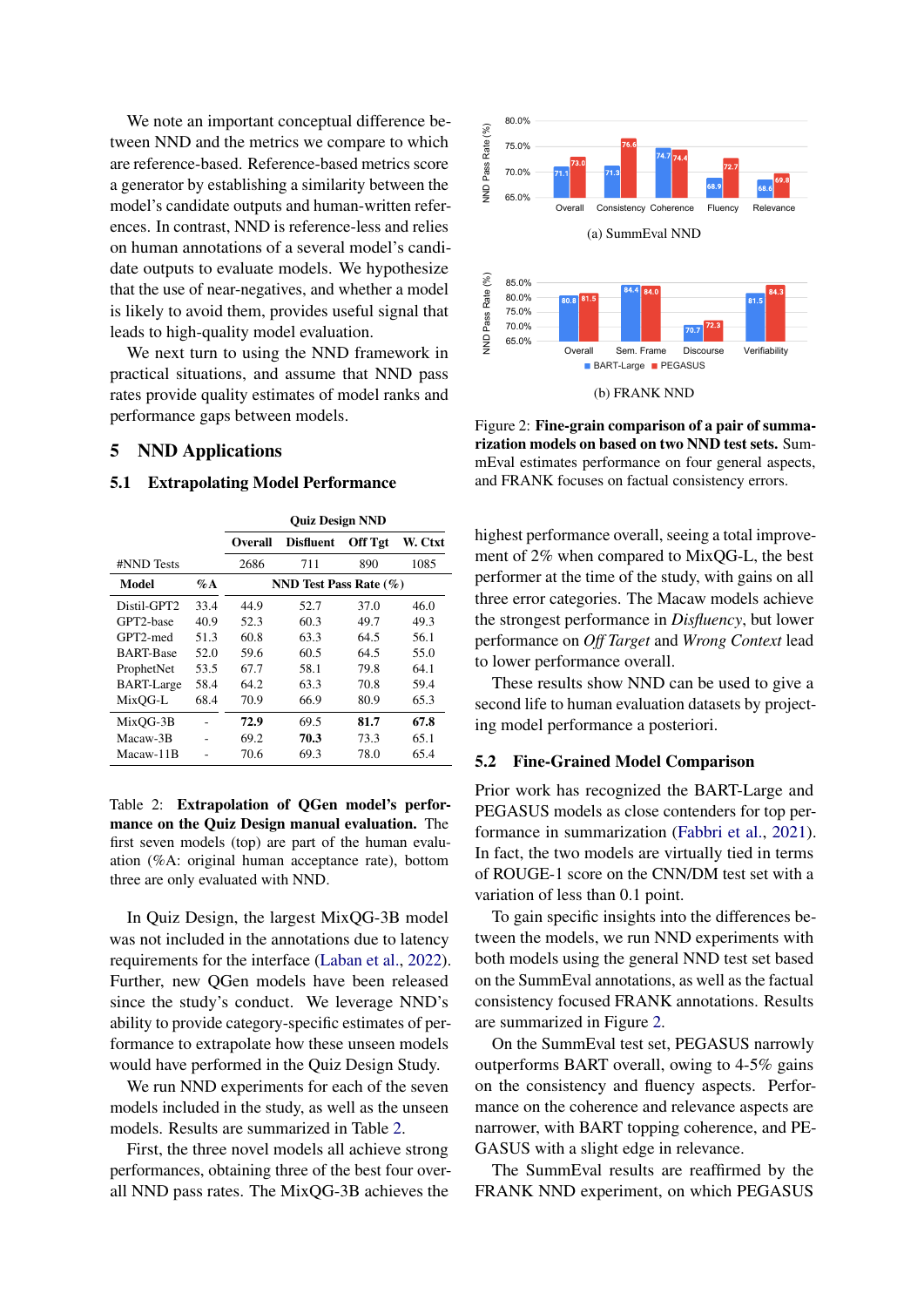We note an important conceptual difference between NND and the metrics we compare to which are reference-based. Reference-based metrics score a generator by establishing a similarity between the model's candidate outputs and human-written references. In contrast, NND is reference-less and relies on human annotations of a several model's candidate outputs to evaluate models. We hypothesize that the use of near-negatives, and whether a model is likely to avoid them, provides useful signal that leads to high-quality model evaluation.

We next turn to using the NND framework in practical situations, and assume that NND pass rates provide quality estimates of model ranks and performance gaps between models.

## 5 NND Applications

### 5.1 Extrapolating Model Performance

| | | Quiz Design NND | | | |
|---|---|---|---|---|---|
| | | Overall | Disfluent | Off Tgt | W. Ctxt |
| #NND Tests | | 2686 | 711 | 890 | 1085 |
| **Model** | **%A** | **NND Test Pass Rate (%)** | | | |
| Distil-GPT2 | 33.4 | 44.9 | 52.7 | 37.0 | 46.0 |
| GPT2-base | 40.9 | 52.3 | 60.3 | 49.7 | 49.3 |
| GPT2-med | 51.3 | 60.8 | 63.3 | 64.5 | 56.1 |
| BART-Base | 52.0 | 59.6 | 60.5 | 64.5 | 55.0 |
| ProphetNet | 53.5 | 67.7 | 58.1 | 79.8 | 64.1 |
| BART-Large | 58.4 | 64.2 | 63.3 | 70.8 | 59.4 |
| MixQG-L | 68.4 | 70.9 | 66.9 | 80.9 | 65.3 |
| MixQG-3B | - | **72.9** | 69.5 | **81.7** | **67.8** |
| Macaw-3B | - | 69.2 | **70.3** | 73.3 | 65.1 |
| Macaw-11B | - | 70.6 | 69.3 | 78.0 | 65.4 |

Table 2: **Extrapolation of QGen model's performance on the Quiz Design manual evaluation.** The first seven models (top) are part of the human evaluation (%A: original human acceptance rate), bottom three are only evaluated with NND.

In Quiz Design, the largest MixQG-3B model was not included in the annotations due to latency requirements for the interface (Laban et al., 2022). Further, new QGen models have been released since the study's conduct. We leverage NND's ability to provide category-specific estimates of performance to extrapolate how these unseen models would have performed in the Quiz Design Study.

We run NND experiments for each of the seven models included in the study, as well as the unseen models. Results are summarized in Table 2.

First, the three novel models all achieve strong performances, obtaining three of the best four overall NND pass rates. The MixQG-3B achieves the highest performance overall, seeing a total improvement of 2% when compared to MixQG-L, the best performer at the time of the study, with gains on all three error categories. The Macaw models achieve the strongest performance in *Disfluency*, but lower performance on *Off Target* and *Wrong Context* lead to lower performance overall.

These results show NND can be used to give a second life to human evaluation datasets by projecting model performance a posteriori.

| NND Pass Rate (%) | Overall | Consistency | Coherence | Fluency | Relevance |
|---|---|---|---|---|---|
| BART-Large | 71.1 | 71.3 | 74.7 | 68.9 | 68.6 |
| PEGASUS | 73.0 | 75.6 | 74.4 | 72.7 | 69.8 |

(a) SummEval NND

| NND Pass Rate (%) | Overall | Sem. Frame | Discourse | Verifiability |
|---|---|---|---|---|
| BART-Large | 80.8 | 84.4 | 70.7 | 81.5 |
| PEGASUS | 81.5 | 84.0 | 72.3 | 84.3 |

(b) FRANK NND

Figure 2: **Fine-grain comparison of a pair of summarization models on based on two NND test sets.** SummEval estimates performance on four general aspects, and FRANK focuses on factual consistency errors.

### 5.2 Fine-Grained Model Comparison

Prior work has recognized the BART-Large and PEGASUS models as close contenders for top performance in summarization (Fabbri et al., 2021). In fact, the two models are virtually tied in terms of ROUGE-1 score on the CNN/DM test set with a variation of less than 0.1 point.

To gain specific insights into the differences between the models, we run NND experiments with both models using the general NND test set based on the SummEval annotations, as well as the factual consistency focused FRANK annotations. Results are summarized in Figure 2.

On the SummEval test set, PEGASUS narrowly outperforms BART overall, owing to 4-5% gains on the consistency and fluency aspects. Performance on the coherence and relevance aspects are narrower, with BART topping coherence, and PEGASUS with a slight edge in relevance.

The SummEval results are reaffirmed by the FRANK NND experiment, on which PEGASUS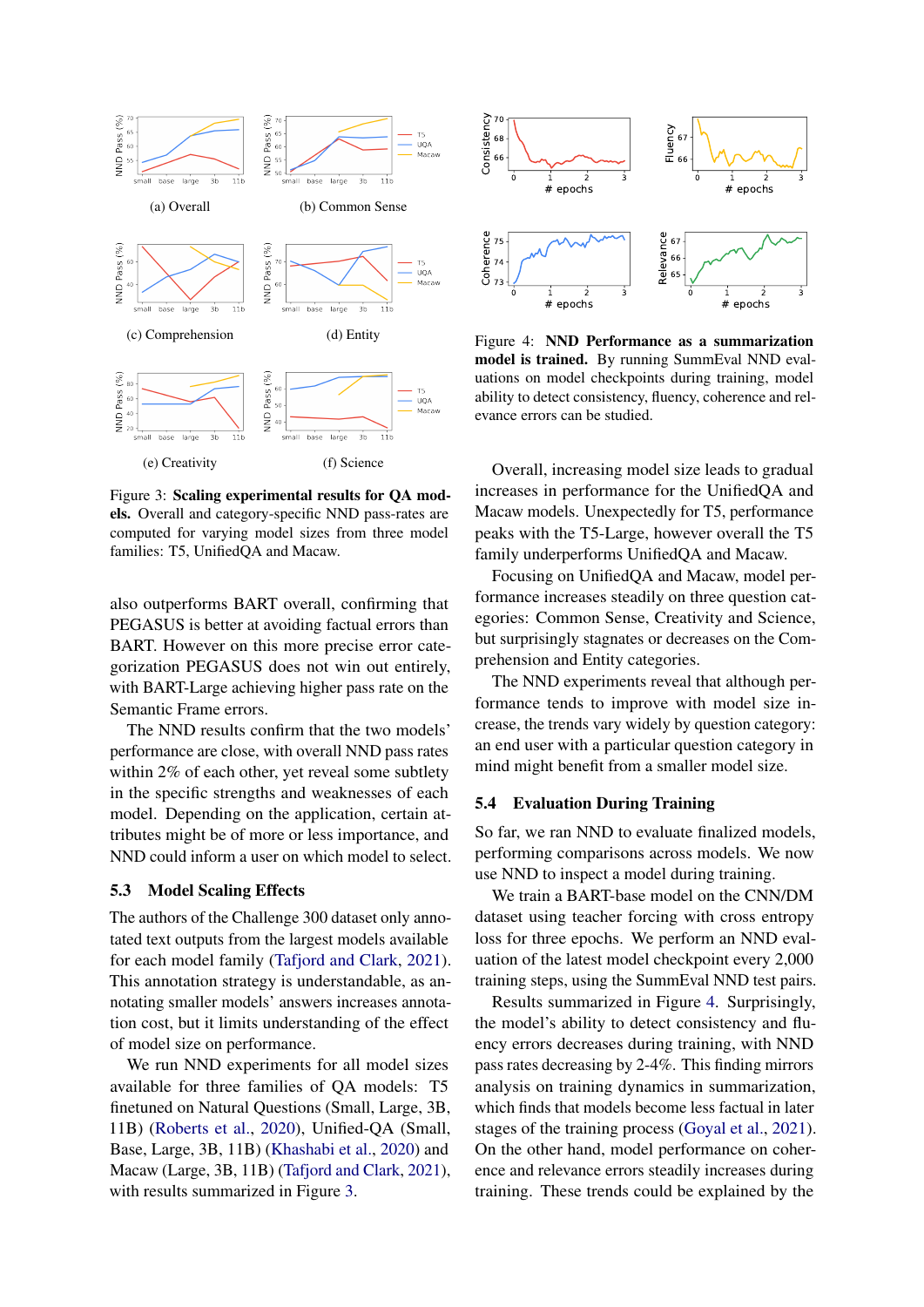(a) Overall

(b) Common Sense

(c) Comprehension

(d) Entity

(e) Creativity

(f) Science

Figure 3: **Scaling experimental results for QA models.** Overall and category-specific NND pass-rates are computed for varying model sizes from three model families: T5, UnifiedQA and Macaw.

Figure 4: **NND Performance as a summarization model is trained.** By running SummEval NND evaluations on model checkpoints during training, model ability to detect consistency, fluency, coherence and relevance errors can be studied.

also outperforms BART overall, confirming that PEGASUS is better at avoiding factual errors than BART. However on this more precise error categorization PEGASUS does not win out entirely, with BART-Large achieving higher pass rate on the Semantic Frame errors.

The NND results confirm that the two models' performance are close, with overall NND pass rates within 2% of each other, yet reveal some subtlety in the specific strengths and weaknesses of each model. Depending on the application, certain attributes might be of more or less importance, and NND could inform a user on which model to select.

### 5.3 Model Scaling Effects

The authors of the Challenge 300 dataset only annotated text outputs from the largest models available for each model family (Tafjord and Clark, 2021). This annotation strategy is understandable, as annotating smaller models' answers increases annotation cost, but it limits understanding of the effect of model size on performance.

We run NND experiments for all model sizes available for three families of QA models: T5 finetuned on Natural Questions (Small, Large, 3B, 11B) (Roberts et al., 2020), Unified-QA (Small, Base, Large, 3B, 11B) (Khashabi et al., 2020) and Macaw (Large, 3B, 11B) (Tafjord and Clark, 2021), with results summarized in Figure 3.

Overall, increasing model size leads to gradual increases in performance for the UnifiedQA and Macaw models. Unexpectedly for T5, performance peaks with the T5-Large, however overall the T5 family underperforms UnifiedQA and Macaw.

Focusing on UnifiedQA and Macaw, model performance increases steadily on three question categories: Common Sense, Creativity and Science, but surprisingly stagnates or decreases on the Comprehension and Entity categories.

The NND experiments reveal that although performance tends to improve with model size increase, the trends vary widely by question category: an end user with a particular question category in mind might benefit from a smaller model size.

### 5.4 Evaluation During Training

So far, we ran NND to evaluate finalized models, performing comparisons across models. We now use NND to inspect a model during training.

We train a BART-base model on the CNN/DM dataset using teacher forcing with cross entropy loss for three epochs. We perform an NND evaluation of the latest model checkpoint every 2,000 training steps, using the SummEval NND test pairs.

Results summarized in Figure 4. Surprisingly, the model's ability to detect consistency and fluency errors decreases during training, with NND pass rates decreasing by 2-4%. This finding mirrors analysis on training dynamics in summarization, which finds that models become less factual in later stages of the training process (Goyal et al., 2021). On the other hand, model performance on coherence and relevance errors steadily increases during training. These trends could be explained by the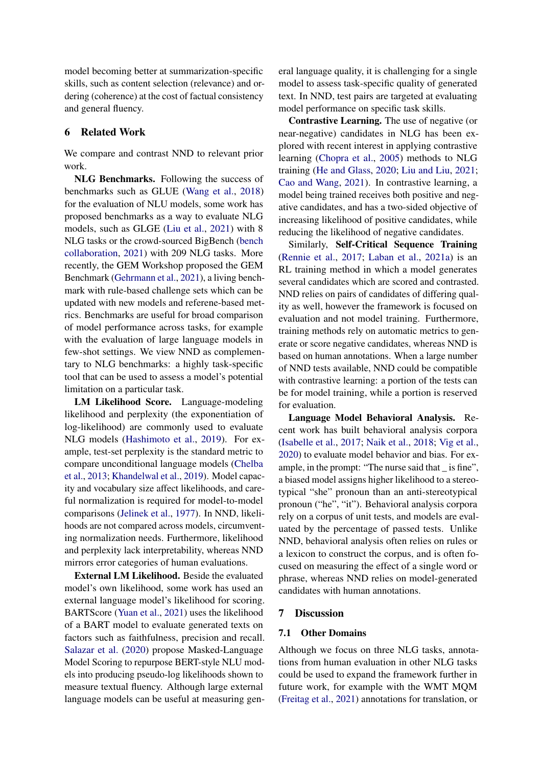model becoming better at summarization-specific skills, such as content selection (relevance) and ordering (coherence) at the cost of factual consistency and general fluency.

## 6 Related Work

We compare and contrast NND to relevant prior work.

**NLG Benchmarks.** Following the success of benchmarks such as GLUE (Wang et al., 2018) for the evaluation of NLU models, some work has proposed benchmarks as a way to evaluate NLG models, such as GLGE (Liu et al., 2021) with 8 NLG tasks or the crowd-sourced BigBench (bench collaboration, 2021) with 209 NLG tasks. More recently, the GEM Workshop proposed the GEM Benchmark (Gehrmann et al., 2021), a living benchmark with rule-based challenge sets which can be updated with new models and referene-based metrics. Benchmarks are useful for broad comparison of model performance across tasks, for example with the evaluation of large language models in few-shot settings. We view NND as complementary to NLG benchmarks: a highly task-specific tool that can be used to assess a model's potential limitation on a particular task.

**LM Likelihood Score.** Language-modeling likelihood and perplexity (the exponentiation of log-likelihood) are commonly used to evaluate NLG models (Hashimoto et al., 2019). For example, test-set perplexity is the standard metric to compare unconditional language models (Chelba et al., 2013; Khandelwal et al., 2019). Model capacity and vocabulary size affect likelihoods, and careful normalization is required for model-to-model comparisons (Jelinek et al., 1977). In NND, likelihoods are not compared across models, circumventing normalization needs. Furthermore, likelihood and perplexity lack interpretability, whereas NND mirrors error categories of human evaluations.

**External LM Likelihood.** Beside the evaluated model's own likelihood, some work has used an external language model's likelihood for scoring. BARTScore (Yuan et al., 2021) uses the likelihood of a BART model to evaluate generated texts on factors such as faithfulness, precision and recall. Salazar et al. (2020) propose Masked-Language Model Scoring to repurpose BERT-style NLU models into producing pseudo-log likelihoods shown to measure textual fluency. Although large external language models can be useful at measuring general language quality, it is challenging for a single model to assess task-specific quality of generated text. In NND, test pairs are targeted at evaluating model performance on specific task skills.

**Contrastive Learning.** The use of negative (or near-negative) candidates in NLG has been explored with recent interest in applying contrastive learning (Chopra et al., 2005) methods to NLG training (He and Glass, 2020; Liu and Liu, 2021; Cao and Wang, 2021). In contrastive learning, a model being trained receives both positive and negative candidates, and has a two-sided objective of increasing likelihood of positive candidates, while reducing the likelihood of negative candidates.

Similarly, **Self-Critical Sequence Training** (Rennie et al., 2017; Laban et al., 2021a) is an RL training method in which a model generates several candidates which are scored and contrasted. NND relies on pairs of candidates of differing quality as well, however the framework is focused on evaluation and not model training. Furthermore, training methods rely on automatic metrics to generate or score negative candidates, whereas NND is based on human annotations. When a large number of NND tests available, NND could be compatible with contrastive learning: a portion of the tests can be for model training, while a portion is reserved for evaluation.

**Language Model Behavioral Analysis.** Recent work has built behavioral analysis corpora (Isabelle et al., 2017; Naik et al., 2018; Vig et al., 2020) to evaluate model behavior and bias. For example, in the prompt: "The nurse said that _ is fine", a biased model assigns higher likelihood to a stereotypical "she" pronoun than an anti-stereotypical pronoun ("he", "it"). Behavioral analysis corpora rely on a corpus of unit tests, and models are evaluated by the percentage of passed tests. Unlike NND, behavioral analysis often relies on rules or a lexicon to construct the corpus, and is often focused on measuring the effect of a single word or phrase, whereas NND relies on model-generated candidates with human annotations.

## 7 Discussion

### 7.1 Other Domains

Although we focus on three NLG tasks, annotations from human evaluation in other NLG tasks could be used to expand the framework further in future work, for example with the WMT MQM (Freitag et al., 2021) annotations for translation, or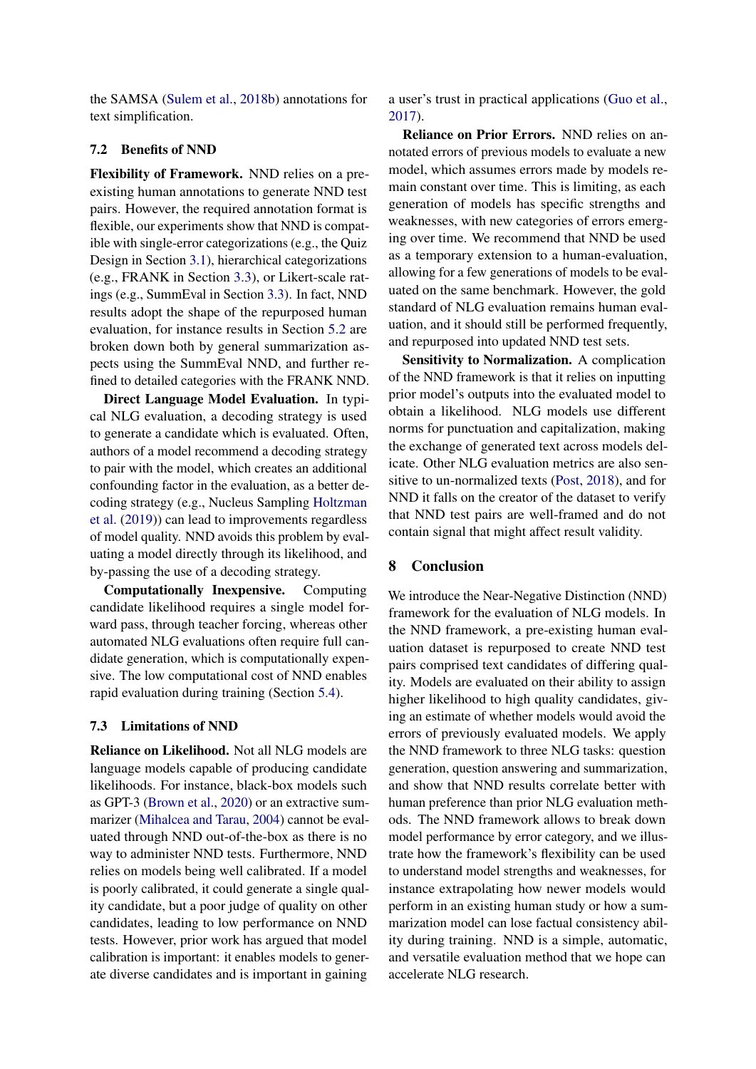the SAMSA (Sulem et al., 2018b) annotations for text simplification.

### 7.2 Benefits of NND

**Flexibility of Framework.** NND relies on a pre-existing human annotations to generate NND test pairs. However, the required annotation format is flexible, our experiments show that NND is compatible with single-error categorizations (e.g., the Quiz Design in Section 3.1), hierarchical categorizations (e.g., FRANK in Section 3.3), or Likert-scale ratings (e.g., SummEval in Section 3.3). In fact, NND results adopt the shape of the repurposed human evaluation, for instance results in Section 5.2 are broken down both by general summarization aspects using the SummEval NND, and further refined to detailed categories with the FRANK NND.

**Direct Language Model Evaluation.** In typical NLG evaluation, a decoding strategy is used to generate a candidate which is evaluated. Often, authors of a model recommend a decoding strategy to pair with the model, which creates an additional confounding factor in the evaluation, as a better decoding strategy (e.g., Nucleus Sampling Holtzman et al. (2019)) can lead to improvements regardless of model quality. NND avoids this problem by evaluating a model directly through its likelihood, and by-passing the use of a decoding strategy.

**Computationally Inexpensive.** Computing candidate likelihood requires a single model forward pass, through teacher forcing, whereas other automated NLG evaluations often require full candidate generation, which is computationally expensive. The low computational cost of NND enables rapid evaluation during training (Section 5.4).

### 7.3 Limitations of NND

**Reliance on Likelihood.** Not all NLG models are language models capable of producing candidate likelihoods. For instance, black-box models such as GPT-3 (Brown et al., 2020) or an extractive summarizer (Mihalcea and Tarau, 2004) cannot be evaluated through NND out-of-the-box as there is no way to administer NND tests. Furthermore, NND relies on models being well calibrated. If a model is poorly calibrated, it could generate a single quality candidate, but a poor judge of quality on other candidates, leading to low performance on NND tests. However, prior work has argued that model calibration is important: it enables models to generate diverse candidates and is important in gaining a user's trust in practical applications (Guo et al., 2017).

**Reliance on Prior Errors.** NND relies on annotated errors of previous models to evaluate a new model, which assumes errors made by models remain constant over time. This is limiting, as each generation of models has specific strengths and weaknesses, with new categories of errors emerging over time. We recommend that NND be used as a temporary extension to a human-evaluation, allowing for a few generations of models to be evaluated on the same benchmark. However, the gold standard of NLG evaluation remains human evaluation, and it should still be performed frequently, and repurposed into updated NND test sets.

**Sensitivity to Normalization.** A complication of the NND framework is that it relies on inputting prior model's outputs into the evaluated model to obtain a likelihood. NLG models use different norms for punctuation and capitalization, making the exchange of generated text across models delicate. Other NLG evaluation metrics are also sensitive to un-normalized texts (Post, 2018), and for NND it falls on the creator of the dataset to verify that NND test pairs are well-framed and do not contain signal that might affect result validity.

## 8 Conclusion

We introduce the Near-Negative Distinction (NND) framework for the evaluation of NLG models. In the NND framework, a pre-existing human evaluation dataset is repurposed to create NND test pairs comprised text candidates of differing quality. Models are evaluated on their ability to assign higher likelihood to high quality candidates, giving an estimate of whether models would avoid the errors of previously evaluated models. We apply the NND framework to three NLG tasks: question generation, question answering and summarization, and show that NND results correlate better with human preference than prior NLG evaluation methods. The NND framework allows to break down model performance by error category, and we illustrate how the framework's flexibility can be used to understand model strengths and weaknesses, for instance extrapolating how newer models would perform in an existing human study or how a summarization model can lose factual consistency ability during training. NND is a simple, automatic, and versatile evaluation method that we hope can accelerate NLG research.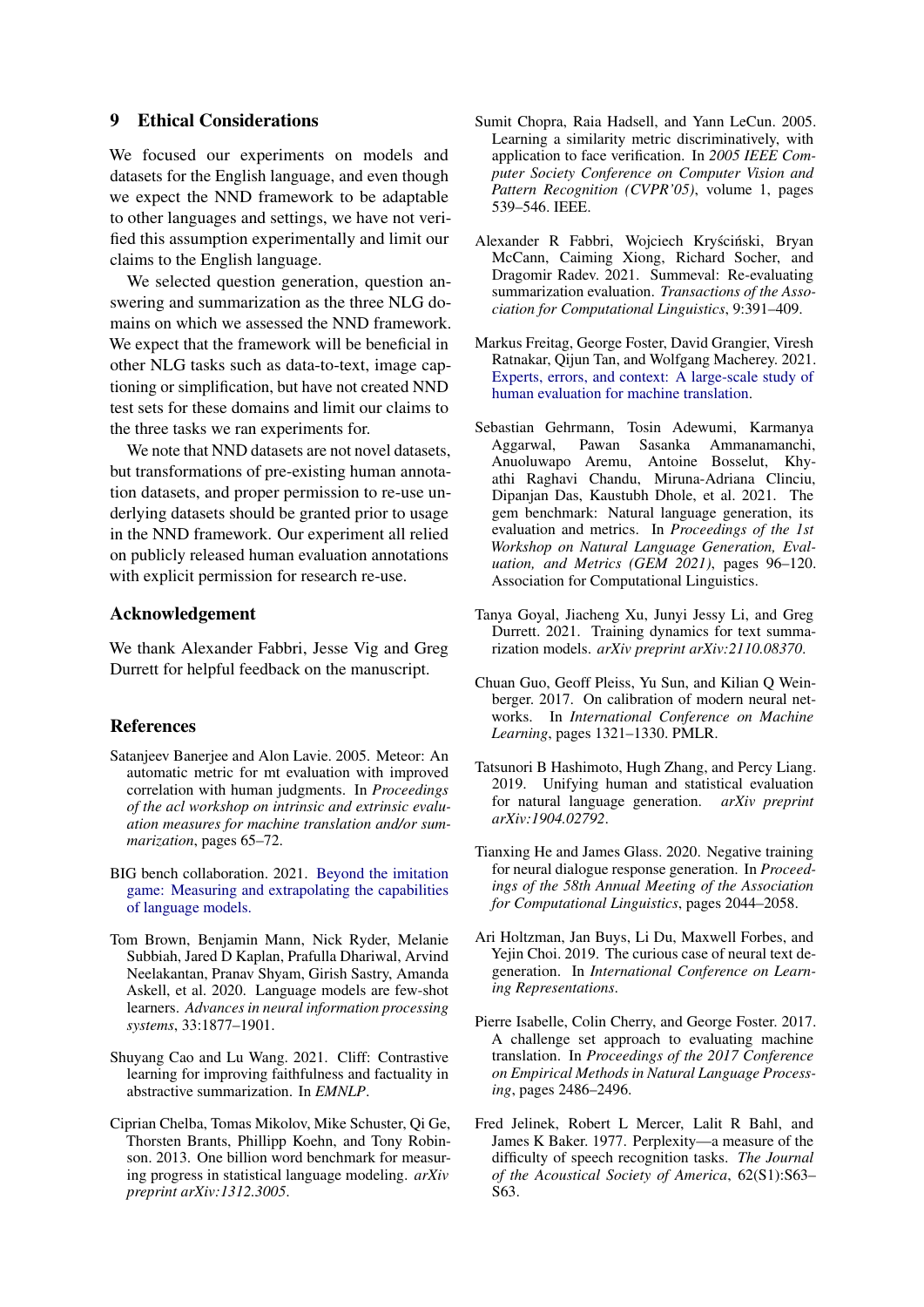## 9 Ethical Considerations

We focused our experiments on models and datasets for the English language, and even though we expect the NND framework to be adaptable to other languages and settings, we have not verified this assumption experimentally and limit our claims to the English language.

We selected question generation, question answering and summarization as the three NLG domains on which we assessed the NND framework. We expect that the framework will be beneficial in other NLG tasks such as data-to-text, image captioning or simplification, but have not created NND test sets for these domains and limit our claims to the three tasks we ran experiments for.

We note that NND datasets are not novel datasets, but transformations of pre-existing human annotation datasets, and proper permission to re-use underlying datasets should be granted prior to usage in the NND framework. Our experiment all relied on publicly released human evaluation annotations with explicit permission for research re-use.

## Acknowledgement

We thank Alexander Fabbri, Jesse Vig and Greg Durrett for helpful feedback on the manuscript.

## References

Satanjeev Banerjee and Alon Lavie. 2005. Meteor: An automatic metric for mt evaluation with improved correlation with human judgments. In *Proceedings of the acl workshop on intrinsic and extrinsic evaluation measures for machine translation and/or summarization*, pages 65–72.

BIG bench collaboration. 2021. Beyond the imitation game: Measuring and extrapolating the capabilities of language models.

Tom Brown, Benjamin Mann, Nick Ryder, Melanie Subbiah, Jared D Kaplan, Prafulla Dhariwal, Arvind Neelakantan, Pranav Shyam, Girish Sastry, Amanda Askell, et al. 2020. Language models are few-shot learners. *Advances in neural information processing systems*, 33:1877–1901.

Shuyang Cao and Lu Wang. 2021. Cliff: Contrastive learning for improving faithfulness and factuality in abstractive summarization. In *EMNLP*.

Ciprian Chelba, Tomas Mikolov, Mike Schuster, Qi Ge, Thorsten Brants, Phillipp Koehn, and Tony Robinson. 2013. One billion word benchmark for measuring progress in statistical language modeling. *arXiv preprint arXiv:1312.3005*.

Sumit Chopra, Raia Hadsell, and Yann LeCun. 2005. Learning a similarity metric discriminatively, with application to face verification. In *2005 IEEE Computer Society Conference on Computer Vision and Pattern Recognition (CVPR'05)*, volume 1, pages 539–546. IEEE.

Alexander R Fabbri, Wojciech Kryściński, Bryan McCann, Caiming Xiong, Richard Socher, and Dragomir Radev. 2021. Summeval: Re-evaluating summarization evaluation. *Transactions of the Association for Computational Linguistics*, 9:391–409.

Markus Freitag, George Foster, David Grangier, Viresh Ratnakar, Qijun Tan, and Wolfgang Macherey. 2021. Experts, errors, and context: A large-scale study of human evaluation for machine translation.

Sebastian Gehrmann, Tosin Adewumi, Karmanya Aggarwal, Pawan Sasanka Ammanamanchi, Anuoluwapo Aremu, Antoine Bosselut, Khyathi Raghavi Chandu, Miruna-Adriana Clinciu, Dipanjan Das, Kaustubh Dhole, et al. 2021. The gem benchmark: Natural language generation, its evaluation and metrics. In *Proceedings of the 1st Workshop on Natural Language Generation, Evaluation, and Metrics (GEM 2021)*, pages 96–120. Association for Computational Linguistics.

Tanya Goyal, Jiacheng Xu, Junyi Jessy Li, and Greg Durrett. 2021. Training dynamics for text summarization models. *arXiv preprint arXiv:2110.08370*.

Chuan Guo, Geoff Pleiss, Yu Sun, and Kilian Q Weinberger. 2017. On calibration of modern neural networks. In *International Conference on Machine Learning*, pages 1321–1330. PMLR.

Tatsunori B Hashimoto, Hugh Zhang, and Percy Liang. 2019. Unifying human and statistical evaluation for natural language generation. *arXiv preprint arXiv:1904.02792*.

Tianxing He and James Glass. 2020. Negative training for neural dialogue response generation. In *Proceedings of the 58th Annual Meeting of the Association for Computational Linguistics*, pages 2044–2058.

Ari Holtzman, Jan Buys, Li Du, Maxwell Forbes, and Yejin Choi. 2019. The curious case of neural text degeneration. In *International Conference on Learning Representations*.

Pierre Isabelle, Colin Cherry, and George Foster. 2017. A challenge set approach to evaluating machine translation. In *Proceedings of the 2017 Conference on Empirical Methods in Natural Language Processing*, pages 2486–2496.

Fred Jelinek, Robert L Mercer, Lalit R Bahl, and James K Baker. 1977. Perplexity—a measure of the difficulty of speech recognition tasks. *The Journal of the Acoustical Society of America*, 62(S1):S63–S63.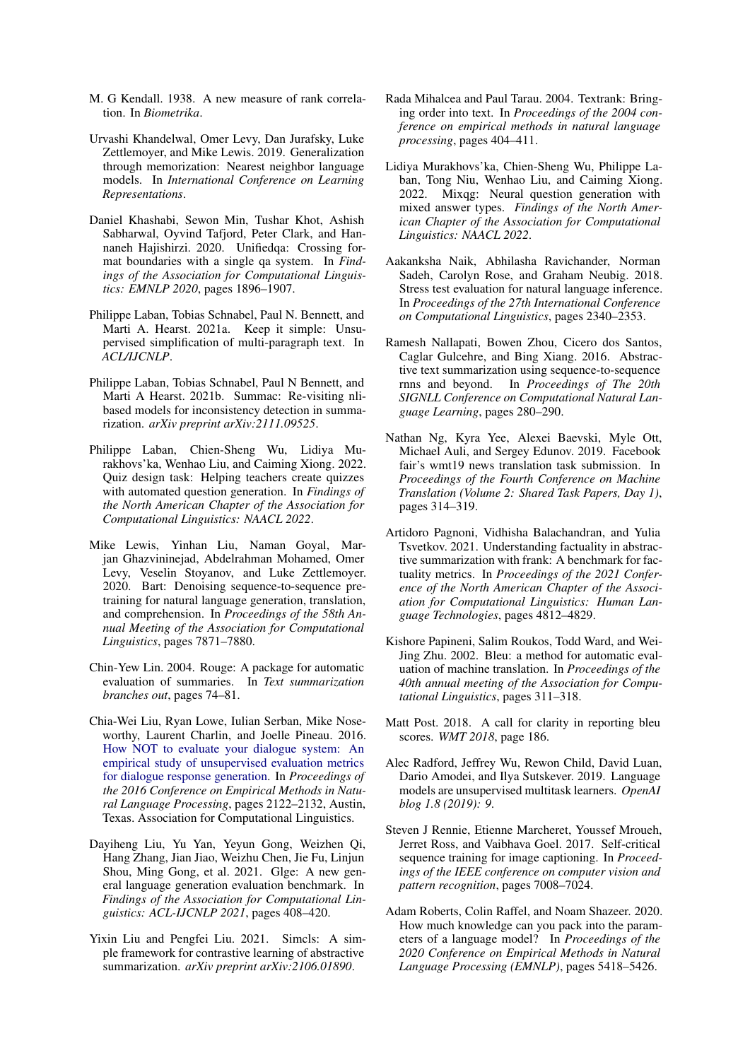M. G Kendall. 1938. A new measure of rank correlation. In *Biometrika*.

Urvashi Khandelwal, Omer Levy, Dan Jurafsky, Luke Zettlemoyer, and Mike Lewis. 2019. Generalization through memorization: Nearest neighbor language models. In *International Conference on Learning Representations*.

Daniel Khashabi, Sewon Min, Tushar Khot, Ashish Sabharwal, Oyvind Tafjord, Peter Clark, and Hannaneh Hajishirzi. 2020. Unifiedqa: Crossing format boundaries with a single qa system. In *Findings of the Association for Computational Linguistics: EMNLP 2020*, pages 1896–1907.

Philippe Laban, Tobias Schnabel, Paul N. Bennett, and Marti A. Hearst. 2021a. Keep it simple: Unsupervised simplification of multi-paragraph text. In *ACL/IJCNLP*.

Philippe Laban, Tobias Schnabel, Paul N Bennett, and Marti A Hearst. 2021b. Summac: Re-visiting nli-based models for inconsistency detection in summarization. *arXiv preprint arXiv:2111.09525*.

Philippe Laban, Chien-Sheng Wu, Lidiya Murakhovs'ka, Wenhao Liu, and Caiming Xiong. 2022. Quiz design task: Helping teachers create quizzes with automated question generation. In *Findings of the North American Chapter of the Association for Computational Linguistics: NAACL 2022*.

Mike Lewis, Yinhan Liu, Naman Goyal, Marjan Ghazvininejad, Abdelrahman Mohamed, Omer Levy, Veselin Stoyanov, and Luke Zettlemoyer. 2020. Bart: Denoising sequence-to-sequence pre-training for natural language generation, translation, and comprehension. In *Proceedings of the 58th Annual Meeting of the Association for Computational Linguistics*, pages 7871–7880.

Chin-Yew Lin. 2004. Rouge: A package for automatic evaluation of summaries. In *Text summarization branches out*, pages 74–81.

Chia-Wei Liu, Ryan Lowe, Iulian Serban, Mike Noseworthy, Laurent Charlin, and Joelle Pineau. 2016. How NOT to evaluate your dialogue system: An empirical study of unsupervised evaluation metrics for dialogue response generation. In *Proceedings of the 2016 Conference on Empirical Methods in Natural Language Processing*, pages 2122–2132, Austin, Texas. Association for Computational Linguistics.

Dayiheng Liu, Yu Yan, Yeyun Gong, Weizhen Qi, Hang Zhang, Jian Jiao, Weizhu Chen, Jie Fu, Linjun Shou, Ming Gong, et al. 2021. Glge: A new general language generation evaluation benchmark. In *Findings of the Association for Computational Linguistics: ACL-IJCNLP 2021*, pages 408–420.

Yixin Liu and Pengfei Liu. 2021. Simcls: A simple framework for contrastive learning of abstractive summarization. *arXiv preprint arXiv:2106.01890*.

Rada Mihalcea and Paul Tarau. 2004. Textrank: Bringing order into text. In *Proceedings of the 2004 conference on empirical methods in natural language processing*, pages 404–411.

Lidiya Murakhovs'ka, Chien-Sheng Wu, Philippe Laban, Tong Niu, Wenhao Liu, and Caiming Xiong. 2022. Mixqg: Neural question generation with mixed answer types. *Findings of the North American Chapter of the Association for Computational Linguistics: NAACL 2022*.

Aakanksha Naik, Abhilasha Ravichander, Norman Sadeh, Carolyn Rose, and Graham Neubig. 2018. Stress test evaluation for natural language inference. In *Proceedings of the 27th International Conference on Computational Linguistics*, pages 2340–2353.

Ramesh Nallapati, Bowen Zhou, Cicero dos Santos, Caglar Gulcehre, and Bing Xiang. 2016. Abstractive text summarization using sequence-to-sequence rnns and beyond. In *Proceedings of The 20th SIGNLL Conference on Computational Natural Language Learning*, pages 280–290.

Nathan Ng, Kyra Yee, Alexei Baevski, Myle Ott, Michael Auli, and Sergey Edunov. 2019. Facebook fair's wmt19 news translation task submission. In *Proceedings of the Fourth Conference on Machine Translation (Volume 2: Shared Task Papers, Day 1)*, pages 314–319.

Artidoro Pagnoni, Vidhisha Balachandran, and Yulia Tsvetkov. 2021. Understanding factuality in abstractive summarization with frank: A benchmark for factuality metrics. In *Proceedings of the 2021 Conference of the North American Chapter of the Association for Computational Linguistics: Human Language Technologies*, pages 4812–4829.

Kishore Papineni, Salim Roukos, Todd Ward, and Wei-Jing Zhu. 2002. Bleu: a method for automatic evaluation of machine translation. In *Proceedings of the 40th annual meeting of the Association for Computational Linguistics*, pages 311–318.

Matt Post. 2018. A call for clarity in reporting bleu scores. *WMT 2018*, page 186.

Alec Radford, Jeffrey Wu, Rewon Child, David Luan, Dario Amodei, and Ilya Sutskever. 2019. Language models are unsupervised multitask learners. *OpenAI blog 1.8 (2019): 9*.

Steven J Rennie, Etienne Marcheret, Youssef Mroueh, Jerret Ross, and Vaibhava Goel. 2017. Self-critical sequence training for image captioning. In *Proceedings of the IEEE conference on computer vision and pattern recognition*, pages 7008–7024.

Adam Roberts, Colin Raffel, and Noam Shazeer. 2020. How much knowledge can you pack into the parameters of a language model? In *Proceedings of the 2020 Conference on Empirical Methods in Natural Language Processing (EMNLP)*, pages 5418–5426.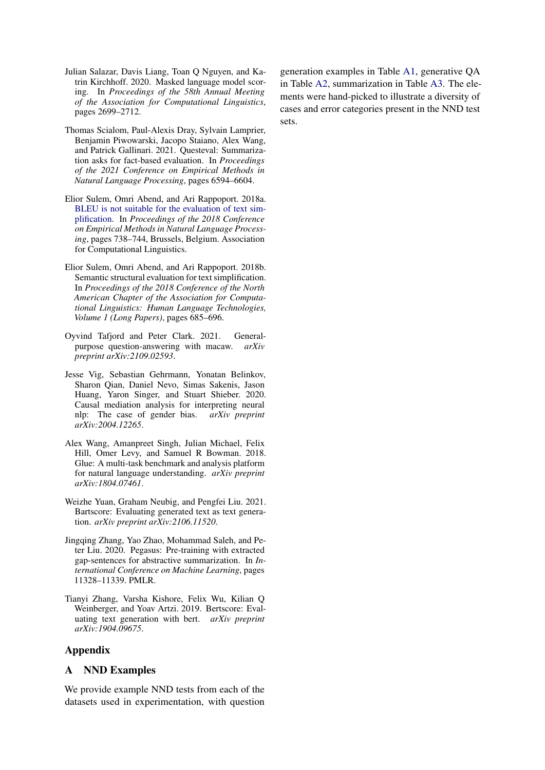Julian Salazar, Davis Liang, Toan Q Nguyen, and Katrin Kirchhoff. 2020. Masked language model scoring. In *Proceedings of the 58th Annual Meeting of the Association for Computational Linguistics*, pages 2699–2712.

Thomas Scialom, Paul-Alexis Dray, Sylvain Lamprier, Benjamin Piwowarski, Jacopo Staiano, Alex Wang, and Patrick Gallinari. 2021. Questeval: Summarization asks for fact-based evaluation. In *Proceedings of the 2021 Conference on Empirical Methods in Natural Language Processing*, pages 6594–6604.

Elior Sulem, Omri Abend, and Ari Rappoport. 2018a. BLEU is not suitable for the evaluation of text simplification. In *Proceedings of the 2018 Conference on Empirical Methods in Natural Language Processing*, pages 738–744, Brussels, Belgium. Association for Computational Linguistics.

Elior Sulem, Omri Abend, and Ari Rappoport. 2018b. Semantic structural evaluation for text simplification. In *Proceedings of the 2018 Conference of the North American Chapter of the Association for Computational Linguistics: Human Language Technologies, Volume 1 (Long Papers)*, pages 685–696.

Oyvind Tafjord and Peter Clark. 2021. General-purpose question-answering with macaw. *arXiv preprint arXiv:2109.02593*.

Jesse Vig, Sebastian Gehrmann, Yonatan Belinkov, Sharon Qian, Daniel Nevo, Simas Sakenis, Jason Huang, Yaron Singer, and Stuart Shieber. 2020. Causal mediation analysis for interpreting neural nlp: The case of gender bias. *arXiv preprint arXiv:2004.12265*.

Alex Wang, Amanpreet Singh, Julian Michael, Felix Hill, Omer Levy, and Samuel R Bowman. 2018. Glue: A multi-task benchmark and analysis platform for natural language understanding. *arXiv preprint arXiv:1804.07461*.

Weizhe Yuan, Graham Neubig, and Pengfei Liu. 2021. Bartscore: Evaluating generated text as text generation. *arXiv preprint arXiv:2106.11520*.

Jingqing Zhang, Yao Zhao, Mohammad Saleh, and Peter Liu. 2020. Pegasus: Pre-training with extracted gap-sentences for abstractive summarization. In *International Conference on Machine Learning*, pages 11328–11339. PMLR.

Tianyi Zhang, Varsha Kishore, Felix Wu, Kilian Q Weinberger, and Yoav Artzi. 2019. Bertscore: Evaluating text generation with bert. *arXiv preprint arXiv:1904.09675*.

# Appendix

## A NND Examples

We provide example NND tests from each of the datasets used in experimentation, with question generation examples in Table A1, generative QA in Table A2, summarization in Table A3. The elements were hand-picked to illustrate a diversity of cases and error categories present in the NND test sets.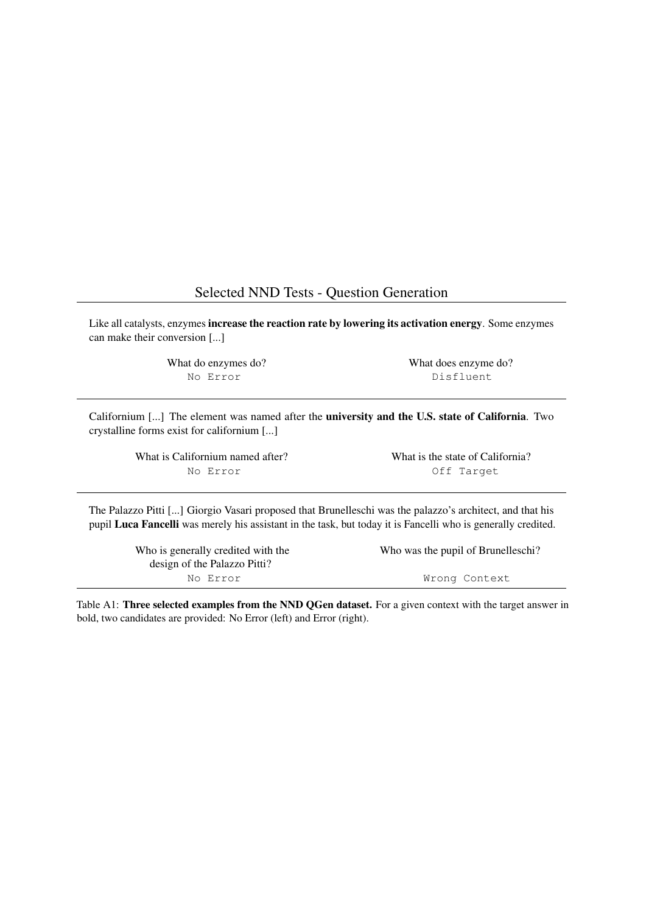Selected NND Tests - Question Generation

| Context | No Error | Error |
|---|---|---|
| Like all catalysts, enzymes **increase the reaction rate by lowering its activation energy**. Some enzymes can make their conversion [...] | What do enzymes do?<br>`No Error` | What does enzyme do?<br>`Disfluent` |
| Californium [...] The element was named after the **university and the U.S. state of California**. Two crystalline forms exist for californium [...] | What is Californium named after?<br>`No Error` | What is the state of California?<br>`Off Target` |
| The Palazzo Pitti [...] Giorgio Vasari proposed that Brunelleschi was the palazzo's architect, and that his pupil **Luca Fancelli** was merely his assistant in the task, but today it is Fancelli who is generally credited. | Who is generally credited with the design of the Palazzo Pitti?<br>`No Error` | Who was the pupil of Brunelleschi?<br>`Wrong Context` |

Table A1: **Three selected examples from the NND QGen dataset.** For a given context with the target answer in bold, two candidates are provided: No Error (left) and Error (right).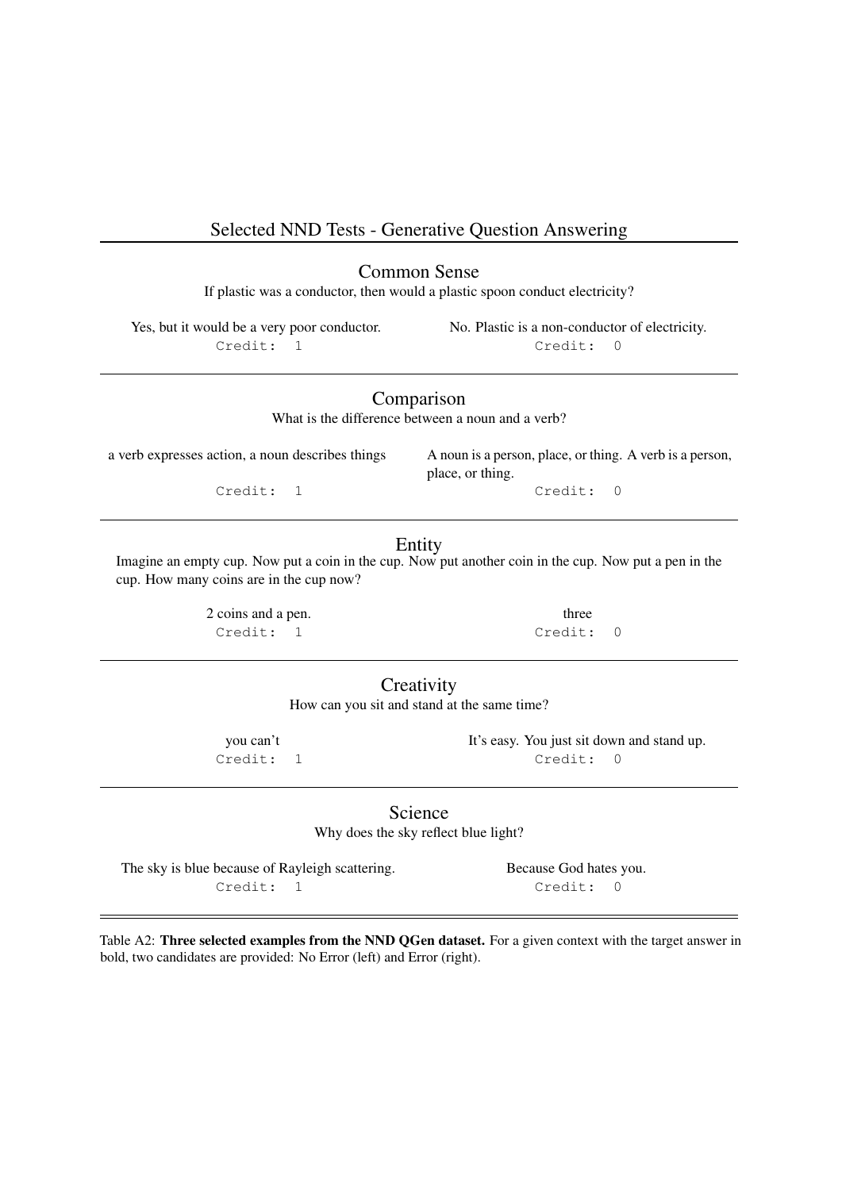## Selected NND Tests - Generative Question Answering

### Common Sense

If plastic was a conductor, then would a plastic spoon conduct electricity?

| No Error | Error |
|---|---|
| Yes, but it would be a very poor conductor. | No. Plastic is a non-conductor of electricity. |
| Credit: 1 | Credit: 0 |

### Comparison

What is the difference between a noun and a verb?

| No Error | Error |
|---|---|
| a verb expresses action, a noun describes things | A noun is a person, place, or thing. A verb is a person, place, or thing. |
| Credit: 1 | Credit: 0 |

### Entity

Imagine an empty cup. Now put a coin in the cup. Now put another coin in the cup. Now put a pen in the cup. How many coins are in the cup now?

| No Error | Error |
|---|---|
| 2 coins and a pen. | three |
| Credit: 1 | Credit: 0 |

### Creativity

How can you sit and stand at the same time?

| No Error | Error |
|---|---|
| you can't | It's easy. You just sit down and stand up. |
| Credit: 1 | Credit: 0 |

### Science

Why does the sky reflect blue light?

| No Error | Error |
|---|---|
| The sky is blue because of Rayleigh scattering. | Because God hates you. |
| Credit: 1 | Credit: 0 |

Table A2: **Three selected examples from the NND QGen dataset.** For a given context with the target answer in bold, two candidates are provided: No Error (left) and Error (right).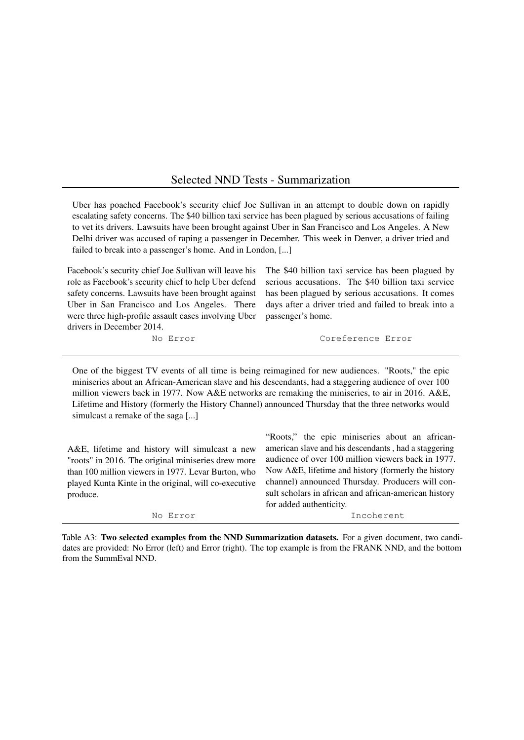| Selected NND Tests - Summarization | |
|---|---|
| Uber has poached Facebook's security chief Joe Sullivan in an attempt to double down on rapidly escalating safety concerns. The $40 billion taxi service has been plagued by serious accusations of failing to vet its drivers. Lawsuits have been brought against Uber in San Francisco and Los Angeles. A New Delhi driver was accused of raping a passenger in December. This week in Denver, a driver tried and failed to break into a passenger's home. And in London, [...] | |
| Facebook's security chief Joe Sullivan will leave his role as Facebook's security chief to help Uber defend safety concerns. Lawsuits have been brought against Uber in San Francisco and Los Angeles. There were three high-profile assault cases involving Uber drivers in December 2014. | The $40 billion taxi service has been plagued by serious accusations. The $40 billion taxi service has been plagued by serious accusations. It comes days after a driver tried and failed to break into a passenger's home. |
| No Error | Coreference Error |
| One of the biggest TV events of all time is being reimagined for new audiences. "Roots," the epic miniseries about an African-American slave and his descendants, had a staggering audience of over 100 million viewers back in 1977. Now A&E networks are remaking the miniseries, to air in 2016. A&E, Lifetime and History (formerly the History Channel) announced Thursday that the three networks would simulcast a remake of the saga [...] | |
| A&E, lifetime and history will simulcast a new "roots" in 2016. The original miniseries drew more than 100 million viewers in 1977. Levar Burton, who played Kunta Kinte in the original, will co-executive produce. | "Roots," the epic miniseries about an african-american slave and his descendants , had a staggering audience of over 100 million viewers back in 1977. Now A&E, lifetime and history (formerly the history channel) announced Thursday. Producers will consult scholars in african and african-american history for added authenticity. |
| No Error | Incoherent |

Table A3: **Two selected examples from the NND Summarization datasets.** For a given document, two candidates are provided: No Error (left) and Error (right). The top example is from the FRANK NND, and the bottom from the SummEval NND.